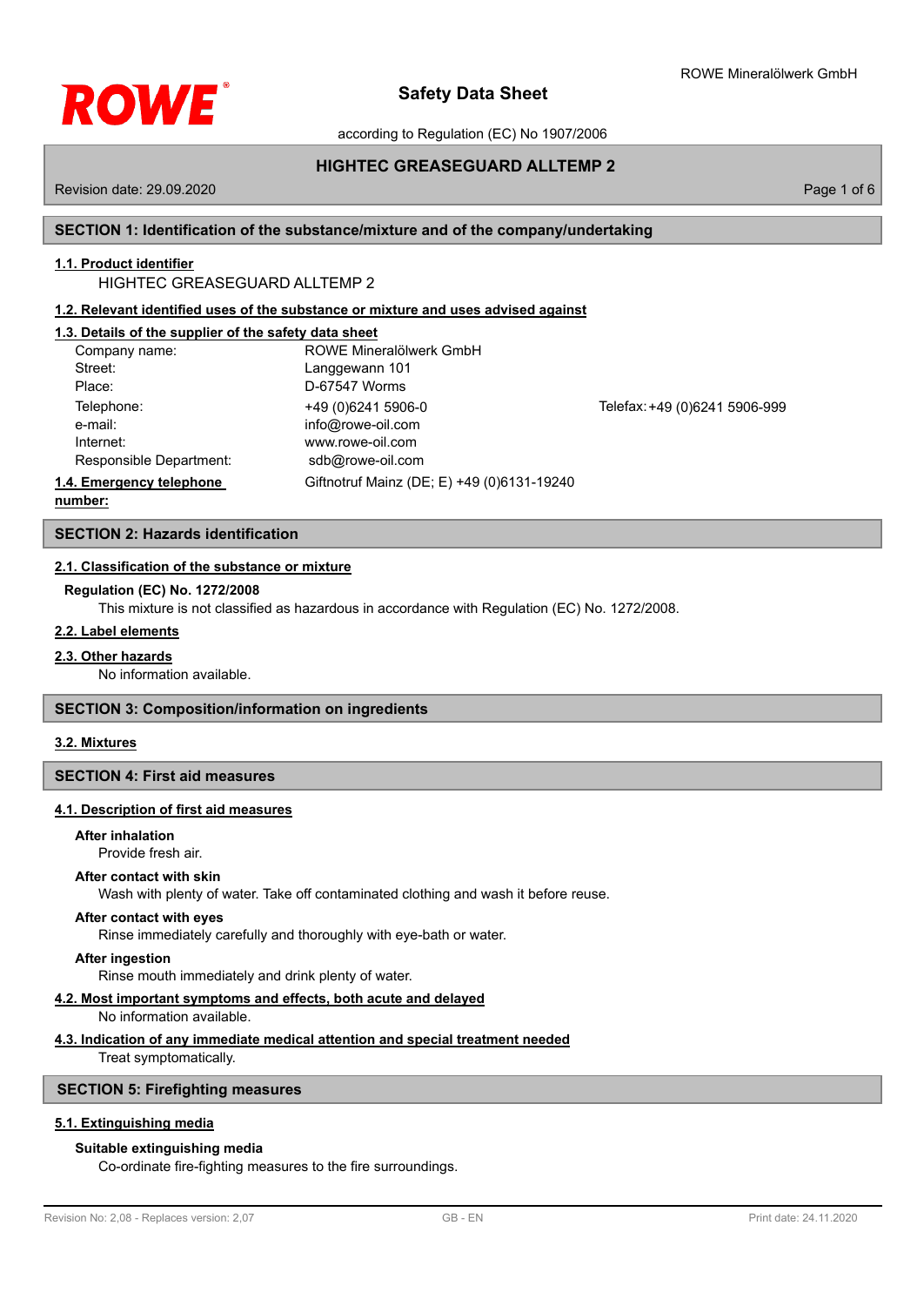# Safety Data Sheet

according to Regulation (EC) No 1907/2006

## HIGHTEC GREASEGUARD ALLTEMP 2

Revision date: 29.09.2020

## SECTION 1: Identification of the substance/mixture and of the company/undertaking

**1.1. Product identifier**

HIGHTEC GREASEGUARD ALLTEMP 2

**1.2. Relevant identified uses of the substance or mixture and uses advised against**

**1.3. Details of the supplier of the safety data sheet**

| | | |
|---|---|---|
| Company name: | ROWE Mineralölwerk GmbH | |
| Street: | Langgewann 101 | |
| Place: | D-67547 Worms | |
| Telephone: | +49 (0)6241 5906-0 | Telefax: +49 (0)6241 5906-999 |
| e-mail: | info@rowe-oil.com | |
| Internet: | www.rowe-oil.com | |
| Responsible Department: | sdb@rowe-oil.com | |

**1.4. Emergency telephone number:** Giftnotruf Mainz (DE; E) +49 (0)6131-19240

## SECTION 2: Hazards identification

**2.1. Classification of the substance or mixture**

**Regulation (EC) No. 1272/2008**

This mixture is not classified as hazardous in accordance with Regulation (EC) No. 1272/2008.

**2.2. Label elements**

**2.3. Other hazards**

No information available.

## SECTION 3: Composition/information on ingredients

**3.2. Mixtures**

## SECTION 4: First aid measures

**4.1. Description of first aid measures**

**After inhalation**

Provide fresh air.

**After contact with skin**

Wash with plenty of water. Take off contaminated clothing and wash it before reuse.

**After contact with eyes**

Rinse immediately carefully and thoroughly with eye-bath or water.

**After ingestion**

Rinse mouth immediately and drink plenty of water.

**4.2. Most important symptoms and effects, both acute and delayed**

No information available.

**4.3. Indication of any immediate medical attention and special treatment needed**

Treat symptomatically.

## SECTION 5: Firefighting measures

**5.1. Extinguishing media**

**Suitable extinguishing media**

Co-ordinate fire-fighting measures to the fire surroundings.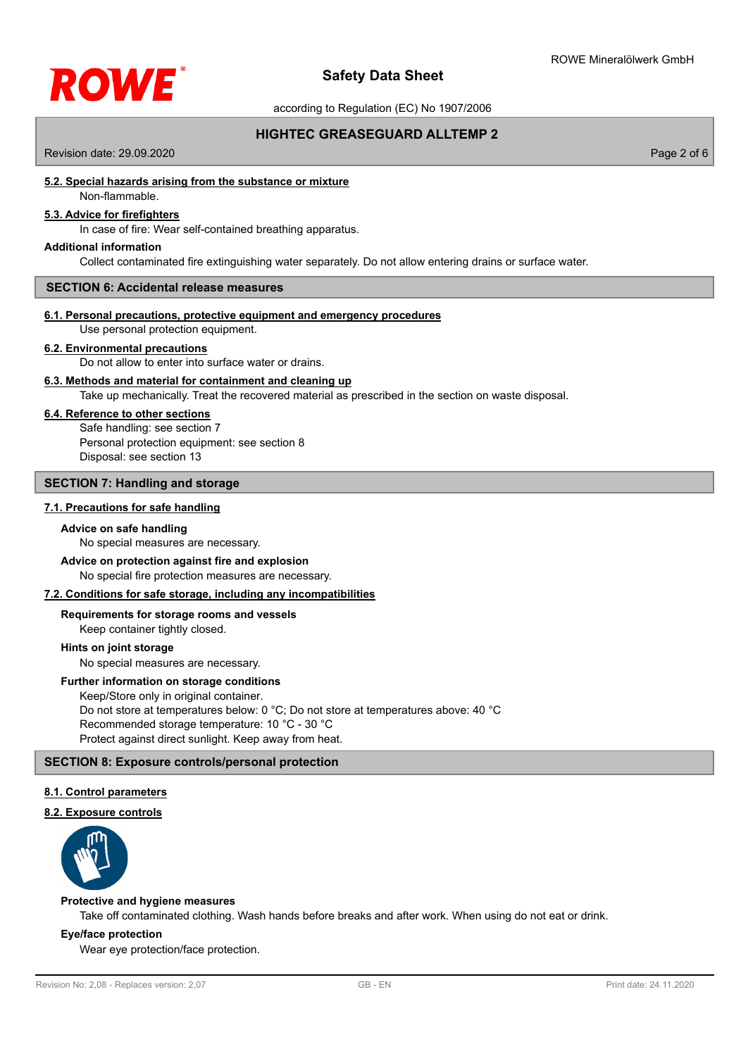#### 5.2. Special hazards arising from the substance or mixture

Non-flammable.

#### 5.3. Advice for firefighters

In case of fire: Wear self-contained breathing apparatus.

**Additional information**

Collect contaminated fire extinguishing water separately. Do not allow entering drains or surface water.

## SECTION 6: Accidental release measures

#### 6.1. Personal precautions, protective equipment and emergency procedures

Use personal protection equipment.

#### 6.2. Environmental precautions

Do not allow to enter into surface water or drains.

#### 6.3. Methods and material for containment and cleaning up

Take up mechanically. Treat the recovered material as prescribed in the section on waste disposal.

#### 6.4. Reference to other sections

Safe handling: see section 7
Personal protection equipment: see section 8
Disposal: see section 13

## SECTION 7: Handling and storage

#### 7.1. Precautions for safe handling

**Advice on safe handling**

No special measures are necessary.

**Advice on protection against fire and explosion**

No special fire protection measures are necessary.

#### 7.2. Conditions for safe storage, including any incompatibilities

**Requirements for storage rooms and vessels**

Keep container tightly closed.

**Hints on joint storage**

No special measures are necessary.

**Further information on storage conditions**

Keep/Store only in original container.
Do not store at temperatures below: 0 °C; Do not store at temperatures above: 40 °C
Recommended storage temperature: 10 °C - 30 °C
Protect against direct sunlight. Keep away from heat.

## SECTION 8: Exposure controls/personal protection

#### 8.1. Control parameters

#### 8.2. Exposure controls

**Protective and hygiene measures**

Take off contaminated clothing. Wash hands before breaks and after work. When using do not eat or drink.

**Eye/face protection**

Wear eye protection/face protection.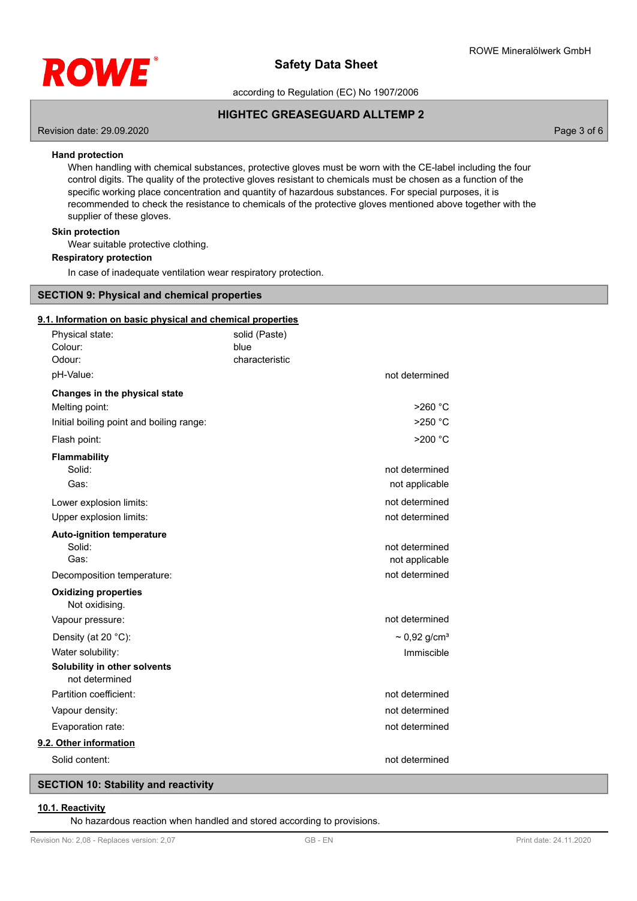**Hand protection**

When handling with chemical substances, protective gloves must be worn with the CE-label including the four control digits. The quality of the protective gloves resistant to chemicals must be chosen as a function of the specific working place concentration and quantity of hazardous substances. For special purposes, it is recommended to check the resistance to chemicals of the protective gloves mentioned above together with the supplier of these gloves.

**Skin protection**

Wear suitable protective clothing.

**Respiratory protection**

In case of inadequate ventilation wear respiratory protection.

## SECTION 9: Physical and chemical properties

### 9.1. Information on basic physical and chemical properties

| | | |
|---|---|---|
| Physical state: | solid (Paste) | |
| Colour: | blue | |
| Odour: | characteristic | |
| pH-Value: | | not determined |
| **Changes in the physical state** | | |
| Melting point: | | >260 °C |
| Initial boiling point and boiling range: | | >250 °C |
| Flash point: | | >200 °C |
| **Flammability** | | |
| Solid: | | not determined |
| Gas: | | not applicable |
| Lower explosion limits: | | not determined |
| Upper explosion limits: | | not determined |
| **Auto-ignition temperature** | | |
| Solid: | | not determined |
| Gas: | | not applicable |
| Decomposition temperature: | | not determined |
| **Oxidizing properties** | | |
| Not oxidising. | | |
| Vapour pressure: | | not determined |
| Density (at 20 °C): | | ~ 0,92 g/cm³ |
| Water solubility: | | Immiscible |
| **Solubility in other solvents** | | |
| not determined | | |
| Partition coefficient: | | not determined |
| Vapour density: | | not determined |
| Evaporation rate: | | not determined |

### 9.2. Other information

| | |
|---|---|
| Solid content: | not determined |

## SECTION 10: Stability and reactivity

### 10.1. Reactivity

No hazardous reaction when handled and stored according to provisions.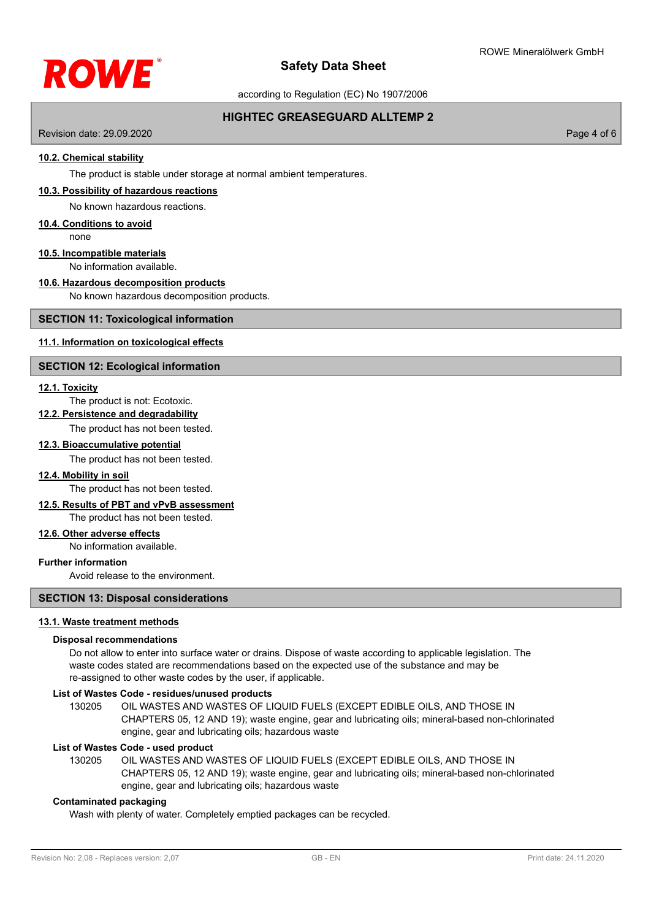#### 10.2. Chemical stability

The product is stable under storage at normal ambient temperatures.

#### 10.3. Possibility of hazardous reactions

No known hazardous reactions.

#### 10.4. Conditions to avoid

none

#### 10.5. Incompatible materials

No information available.

#### 10.6. Hazardous decomposition products

No known hazardous decomposition products.

## SECTION 11: Toxicological information

#### 11.1. Information on toxicological effects

## SECTION 12: Ecological information

#### 12.1. Toxicity

The product is not: Ecotoxic.

#### 12.2. Persistence and degradability

The product has not been tested.

#### 12.3. Bioaccumulative potential

The product has not been tested.

#### 12.4. Mobility in soil

The product has not been tested.

#### 12.5. Results of PBT and vPvB assessment

The product has not been tested.

#### 12.6. Other adverse effects

No information available.

**Further information**

Avoid release to the environment.

## SECTION 13: Disposal considerations

#### 13.1. Waste treatment methods

**Disposal recommendations**

Do not allow to enter into surface water or drains. Dispose of waste according to applicable legislation. The waste codes stated are recommendations based on the expected use of the substance and may be re-assigned to other waste codes by the user, if applicable.

**List of Wastes Code - residues/unused products**

130205 OIL WASTES AND WASTES OF LIQUID FUELS (EXCEPT EDIBLE OILS, AND THOSE IN CHAPTERS 05, 12 AND 19); waste engine, gear and lubricating oils; mineral-based non-chlorinated engine, gear and lubricating oils; hazardous waste

**List of Wastes Code - used product**

130205 OIL WASTES AND WASTES OF LIQUID FUELS (EXCEPT EDIBLE OILS, AND THOSE IN CHAPTERS 05, 12 AND 19); waste engine, gear and lubricating oils; mineral-based non-chlorinated engine, gear and lubricating oils; hazardous waste

**Contaminated packaging**

Wash with plenty of water. Completely emptied packages can be recycled.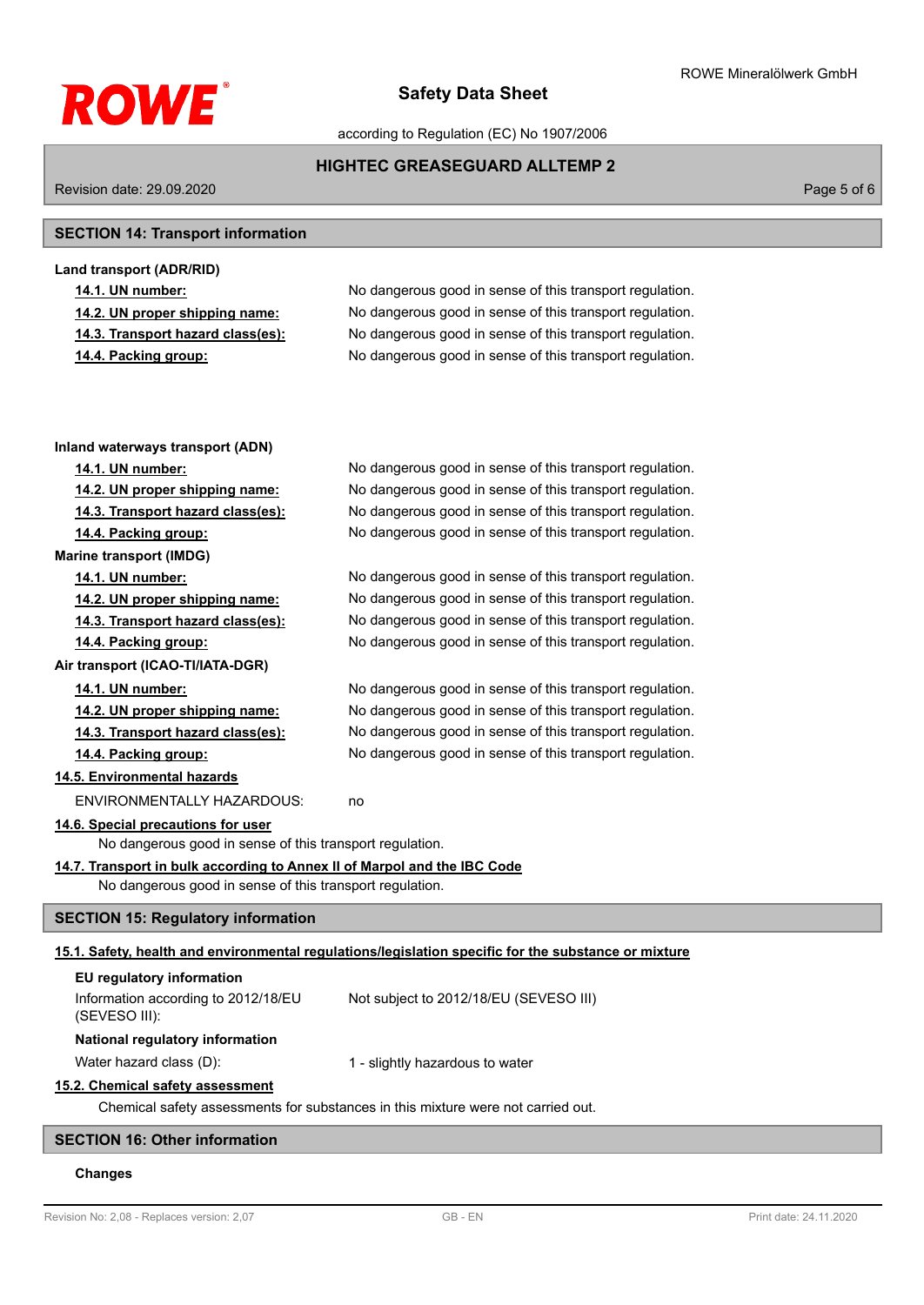## SECTION 14: Transport information

**Land transport (ADR/RID)**

| | |
|---|---|
| **14.1. UN number:** | No dangerous good in sense of this transport regulation. |
| **14.2. UN proper shipping name:** | No dangerous good in sense of this transport regulation. |
| **14.3. Transport hazard class(es):** | No dangerous good in sense of this transport regulation. |
| **14.4. Packing group:** | No dangerous good in sense of this transport regulation. |

**Inland waterways transport (ADN)**

| | |
|---|---|
| **14.1. UN number:** | No dangerous good in sense of this transport regulation. |
| **14.2. UN proper shipping name:** | No dangerous good in sense of this transport regulation. |
| **14.3. Transport hazard class(es):** | No dangerous good in sense of this transport regulation. |
| **14.4. Packing group:** | No dangerous good in sense of this transport regulation. |

**Marine transport (IMDG)**

| | |
|---|---|
| **14.1. UN number:** | No dangerous good in sense of this transport regulation. |
| **14.2. UN proper shipping name:** | No dangerous good in sense of this transport regulation. |
| **14.3. Transport hazard class(es):** | No dangerous good in sense of this transport regulation. |
| **14.4. Packing group:** | No dangerous good in sense of this transport regulation. |

**Air transport (ICAO-TI/IATA-DGR)**

| | |
|---|---|
| **14.1. UN number:** | No dangerous good in sense of this transport regulation. |
| **14.2. UN proper shipping name:** | No dangerous good in sense of this transport regulation. |
| **14.3. Transport hazard class(es):** | No dangerous good in sense of this transport regulation. |
| **14.4. Packing group:** | No dangerous good in sense of this transport regulation. |

**14.5. Environmental hazards**

ENVIRONMENTALLY HAZARDOUS: no

**14.6. Special precautions for user**

No dangerous good in sense of this transport regulation.

**14.7. Transport in bulk according to Annex II of Marpol and the IBC Code**

No dangerous good in sense of this transport regulation.

## SECTION 15: Regulatory information

**15.1. Safety, health and environmental regulations/legislation specific for the substance or mixture**

**EU regulatory information**

| | |
|---|---|
| Information according to 2012/18/EU (SEVESO III): | Not subject to 2012/18/EU (SEVESO III) |

**National regulatory information**

| | |
|---|---|
| Water hazard class (D): | 1 - slightly hazardous to water |

**15.2. Chemical safety assessment**

Chemical safety assessments for substances in this mixture were not carried out.

## SECTION 16: Other information

**Changes**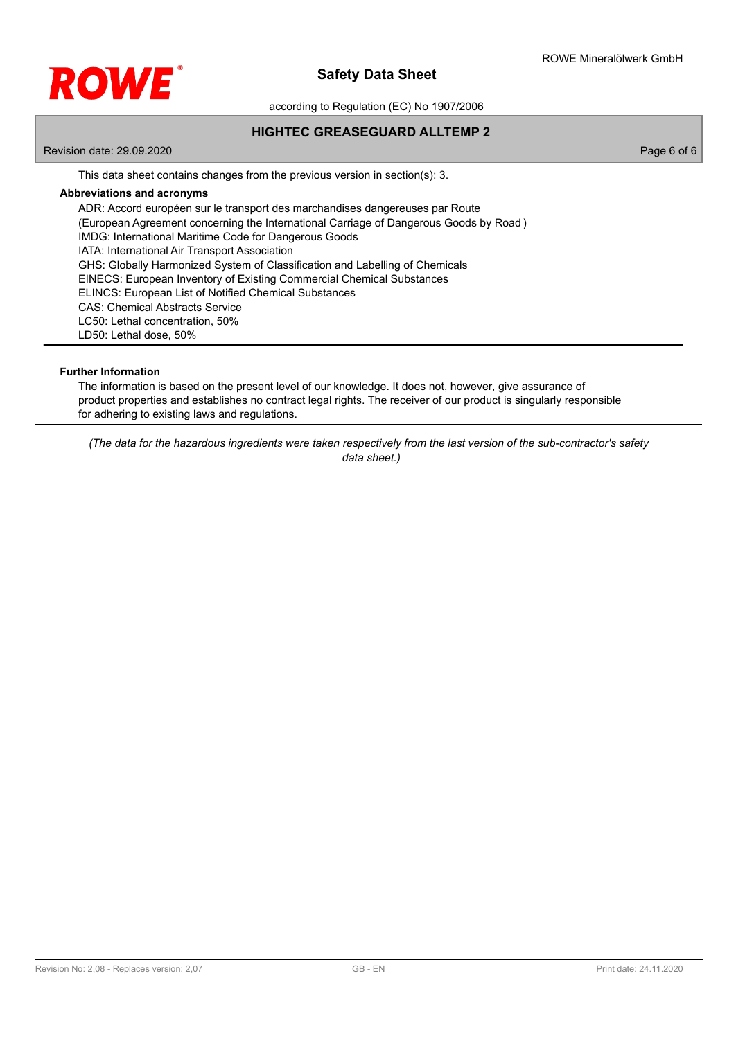This data sheet contains changes from the previous version in section(s): 3.

**Abbreviations and acronyms**

ADR: Accord européen sur le transport des marchandises dangereuses par Route
(European Agreement concerning the International Carriage of Dangerous Goods by Road )
IMDG: International Maritime Code for Dangerous Goods
IATA: International Air Transport Association
GHS: Globally Harmonized System of Classification and Labelling of Chemicals
EINECS: European Inventory of Existing Commercial Chemical Substances
ELINCS: European List of Notified Chemical Substances
CAS: Chemical Abstracts Service
LC50: Lethal concentration, 50%
LD50: Lethal dose, 50%

**Further Information**

The information is based on the present level of our knowledge. It does not, however, give assurance of product properties and establishes no contract legal rights. The receiver of our product is singularly responsible for adhering to existing laws and regulations.

*(The data for the hazardous ingredients were taken respectively from the last version of the sub-contractor's safety data sheet.)*